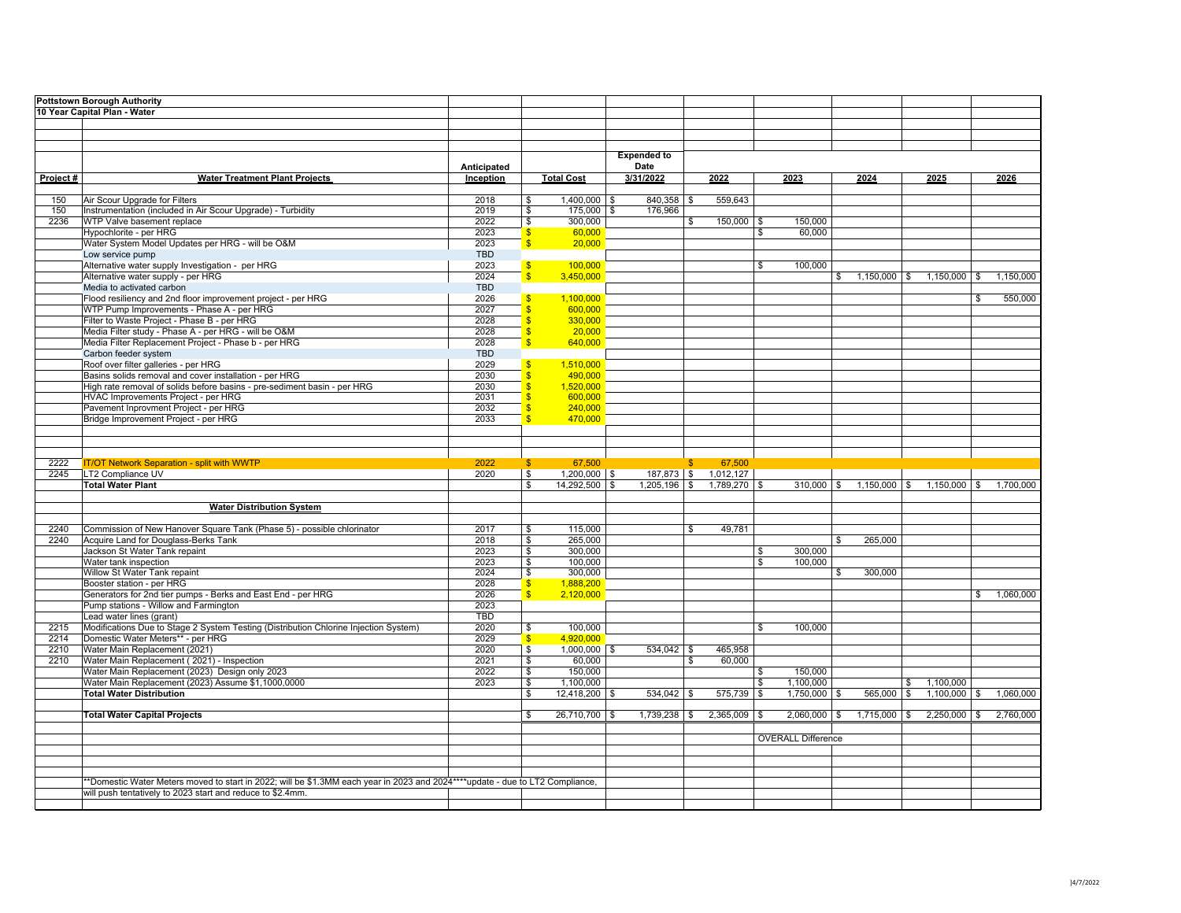**Pottstown Borough Authority**

**10 Year Capital Plan - Water**

| Project # | Water Treatment Plant Projects | Anticipated Inception | Total Cost | Expended to Date 3/31/2022 | 2022 | 2023 | 2024 | 2025 | 2026 |
|---|---|---|---|---|---|---|---|---|---|
| 150 | Air Scour Upgrade for Filters | 2018 | $ 1,400,000 | $ 840,358 | $ 559,643 | | | | |
| 150 | Instrumentation (included in Air Scour Upgrade) - Turbidity | 2019 | $ 175,000 | $ 176,966 | | | | | |
| 2236 | WTP Valve basement replace | 2022 | $ 300,000 | | $ 150,000 | $ 150,000 | | | |
| | Hypochlorite - per HRG | 2023 | $ 60,000 | | | $ 60,000 | | | |
| | Water System Model Updates per HRG - will be O&M | 2023 | $ 20,000 | | | | | | |
| | Low service pump | TBD | | | | | | | |
| | Alternative water supply Investigation - per HRG | 2023 | $ 100,000 | | | $ 100,000 | | | |
| | Alternative water supply - per HRG | 2024 | $ 3,450,000 | | | | $ 1,150,000 | $ 1,150,000 | $ 1,150,000 |
| | Media to activated carbon | TBD | | | | | | | |
| | Flood resiliency and 2nd floor improvement project - per HRG | 2026 | $ 1,100,000 | | | | | | $ 550,000 |
| | WTP Pump Improvements - Phase A - per HRG | 2027 | $ 600,000 | | | | | | |
| | Filter to Waste Project - Phase B - per HRG | 2028 | $ 330,000 | | | | | | |
| | Media Filter study - Phase A - per HRG - will be O&M | 2028 | $ 20,000 | | | | | | |
| | Media Filter Replacement Project - Phase b - per HRG | 2028 | $ 640,000 | | | | | | |
| | Carbon feeder system | TBD | | | | | | | |
| | Roof over filter galleries - per HRG | 2029 | $ 1,510,000 | | | | | | |
| | Basins solids removal and cover installation - per HRG | 2030 | $ 490,000 | | | | | | |
| | High rate removal of solids before basins - pre-sediment basin - per HRG | 2030 | $ 1,520,000 | | | | | | |
| | HVAC Improvements Project - per HRG | 2031 | $ 600,000 | | | | | | |
| | Pavement Inprovment Project - per HRG | 2032 | $ 240,000 | | | | | | |
| | Bridge Improvement Project - per HRG | 2033 | $ 470,000 | | | | | | |
| 2222 | IT/OT Network Separation - split with WWTP | 2022 | $ 67,500 | | $ 67,500 | | | | |
| 2245 | LT2 Compliance UV | 2020 | $ 1,200,000 | $ 187,873 | $ 1,012,127 | | | | |
| | **Total Water Plant** | | $ 14,292,500 | $ 1,205,196 | $ 1,789,270 | $ 310,000 | $ 1,150,000 | $ 1,150,000 | $ 1,700,000 |
| | **Water Distribution System** | | | | | | | | |
| 2240 | Commission of New Hanover Square Tank (Phase 5) - possible chlorinator | 2017 | $ 115,000 | | $ 49,781 | | | | |
| 2240 | Acquire Land for Douglass-Berks Tank | 2018 | $ 265,000 | | | | $ 265,000 | | |
| | Jackson St Water Tank repaint | 2023 | $ 300,000 | | | $ 300,000 | | | |
| | Water tank inspection | 2023 | $ 100,000 | | | $ 100,000 | | | |
| | Willow St Water Tank repaint | 2024 | $ 300,000 | | | | $ 300,000 | | |
| | Booster station - per HRG | 2028 | $ 1,888,200 | | | | | | |
| | Generators for 2nd tier pumps - Berks and East End - per HRG | 2026 | $ 2,120,000 | | | | | | $ 1,060,000 |
| | Pump stations - Willow and Farmington | 2023 | | | | | | | |
| | Lead water lines (grant) | TBD | | | | | | | |
| 2215 | Modifications Due to Stage 2 System Testing (Distribution Chlorine Injection System) | 2020 | $ 100,000 | | | $ 100,000 | | | |
| 2214 | Domestic Water Meters** - per HRG | 2029 | $ 4,920,000 | | | | | | |
| 2210 | Water Main Replacement (2021) | 2020 | $ 1,000,000 | $ 534,042 | $ 465,958 | | | | |
| 2210 | Water Main Replacement ( 2021) - Inspection | 2021 | $ 60,000 | | $ 60,000 | | | | |
| | Water Main Replacement (2023) Design only 2023 | 2022 | $ 150,000 | | | $ 150,000 | | | |
| | Water Main Replacement (2023) Assume $1,1000,0000 | 2023 | $ 1,100,000 | | | $ 1,100,000 | | $ 1,100,000 | |
| | **Total Water Distribution** | | $ 12,418,200 | $ 534,042 | $ 575,739 | $ 1,750,000 | $ 565,000 | $ 1,100,000 | $ 1,060,000 |
| | **Total Water Capital Projects** | | $ 26,710,700 | $ 1,739,238 | $ 2,365,009 | $ 2,060,000 | $ 1,715,000 | $ 2,250,000 | $ 2,760,000 |
| | | | | | | OVERALL Difference | | | |

**Domestic Water Meters moved to start in 2022; will be $1.3MM each year in 2023 and 2024****update - due to LT2 Compliance, will push tentatively to 2023 start and reduce to $2.4mm.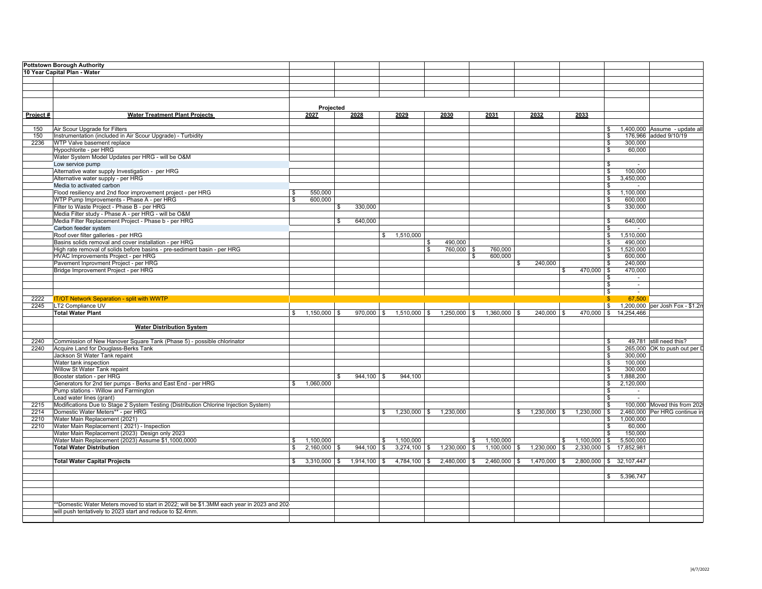**Pottstown Borough Authority**

**10 Year Capital Plan - Water**

| Project # | Water Treatment Plant Projects | Projected 2027 | 2028 | 2029 | 2030 | 2031 | 2032 | 2033 | | |
|---|---|---|---|---|---|---|---|---|---|---|
| 150 | Air Scour Upgrade for Filters | | | | | | | | $ 1,400,000 | Assume - update all |
| 150 | Instrumentation (included in Air Scour Upgrade) - Turbidity | | | | | | | | $ 176,966 | added 9/10/19 |
| 2236 | WTP Valve basement replace | | | | | | | | $ 300,000 | |
| | Hypochlorite - per HRG | | | | | | | | $ 60,000 | |
| | Water System Model Updates per HRG - will be O&M | | | | | | | | | |
| | Low service pump | | | | | | | | $ - | |
| | Alternative water supply Investigation - per HRG | | | | | | | | $ 100,000 | |
| | Alternative water supply - per HRG | | | | | | | | $ 3,450,000 | |
| | Media to activated carbon | | | | | | | | $ - | |
| | Flood resiliency and 2nd floor improvement project - per HRG | $ 550,000 | | | | | | | $ 1,100,000 | |
| | WTP Pump Improvements - Phase A - per HRG | $ 600,000 | | | | | | | $ 600,000 | |
| | Filter to Waste Project - Phase B - per HRG | | $ 330,000 | | | | | | $ 330,000 | |
| | Media Filter study - Phase A - per HRG - will be O&M | | | | | | | | | |
| | Media Filter Replacement Project - Phase b - per HRG | | $ 640,000 | | | | | | $ 640,000 | |
| | Carbon feeder system | | | | | | | | $ - | |
| | Roof over filter galleries - per HRG | | | $ 1,510,000 | | | | | $ 1,510,000 | |
| | Basins solids removal and cover installation - per HRG | | | | $ 490,000 | | | | $ 490,000 | |
| | High rate removal of solids before basins - pre-sediment basin - per HRG | | | | $ 760,000 | $ 760,000 | | | $ 1,520,000 | |
| | HVAC Improvements Project - per HRG | | | | | $ 600,000 | | | $ 600,000 | |
| | Pavement Inprovment Project - per HRG | | | | | | $ 240,000 | | $ 240,000 | |
| | Bridge Improvement Project - per HRG | | | | | | | $ 470,000 | $ 470,000 | |
| | | | | | | | | | $ - | |
| | | | | | | | | | $ - | |
| | | | | | | | | | $ - | |
| 2222 | IT/OT Network Separation - split with WWTP | | | | | | | | $ 67,500 | |
| 2245 | LT2 Compliance UV | | | | | | | | $ 1,200,000 | per Josh Fox - $1.2m |
| | **Total Water Plant** | $ 1,150,000 | $ 970,000 | $ 1,510,000 | $ 1,250,000 | $ 1,360,000 | $ 240,000 | $ 470,000 | $ 14,254,466 | |
| | **Water Distribution System** | | | | | | | | | |
| 2240 | Commission of New Hanover Square Tank (Phase 5) - possible chlorinator | | | | | | | | $ 49,781 | still need this? |
| 2240 | Acquire Land for Douglass-Berks Tank | | | | | | | | $ 265,000 | OK to push out per D |
| | Jackson St Water Tank repaint | | | | | | | | $ 300,000 | |
| | Water tank inspection | | | | | | | | $ 100,000 | |
| | Willow St Water Tank repaint | | | | | | | | $ 300,000 | |
| | Booster station - per HRG | | $ 944,100 | $ 944,100 | | | | | $ 1,888,200 | |
| | Generators for 2nd tier pumps - Berks and East End - per HRG | $ 1,060,000 | | | | | | | $ 2,120,000 | |
| | Pump stations - Willow and Farmington | | | | | | | | $ - | |
| | Lead water lines (grant) | | | | | | | | $ - | |
| 2215 | Modifications Due to Stage 2 System Testing (Distribution Chlorine Injection System) | | | | | | | | $ 100,000 | Moved this from 202 |
| 2214 | Domestic Water Meters** - per HRG | | | $ 1,230,000 | $ 1,230,000 | | $ 1,230,000 | $ 1,230,000 | $ 2,460,000 | Per HRG continue in |
| 2210 | Water Main Replacement (2021) | | | | | | | | $ 1,000,000 | |
| 2210 | Water Main Replacement ( 2021) - Inspection | | | | | | | | $ 60,000 | |
| | Water Main Replacement (2023) Design only 2023 | | | | | | | | $ 150,000 | |
| | Water Main Replacement (2023) Assume $1,1000,0000 | $ 1,100,000 | | $ 1,100,000 | | $ 1,100,000 | | $ 1,100,000 | $ 5,500,000 | |
| | **Total Water Distribution** | $ 2,160,000 | $ 944,100 | $ 3,274,100 | $ 1,230,000 | $ 1,100,000 | $ 1,230,000 | $ 2,330,000 | $ 17,852,981 | |
| | **Total Water Capital Projects** | $ 3,310,000 | $ 1,914,100 | $ 4,784,100 | $ 2,480,000 | $ 2,460,000 | $ 1,470,000 | $ 2,800,000 | $ 32,107,447 | |
| | | | | | | | | | $ 5,396,747 | |

**Domestic Water Meters moved to start in 2022; will be $1.3MM each year in 2023 and 202
will push tentatively to 2023 start and reduce to $2.4mm.